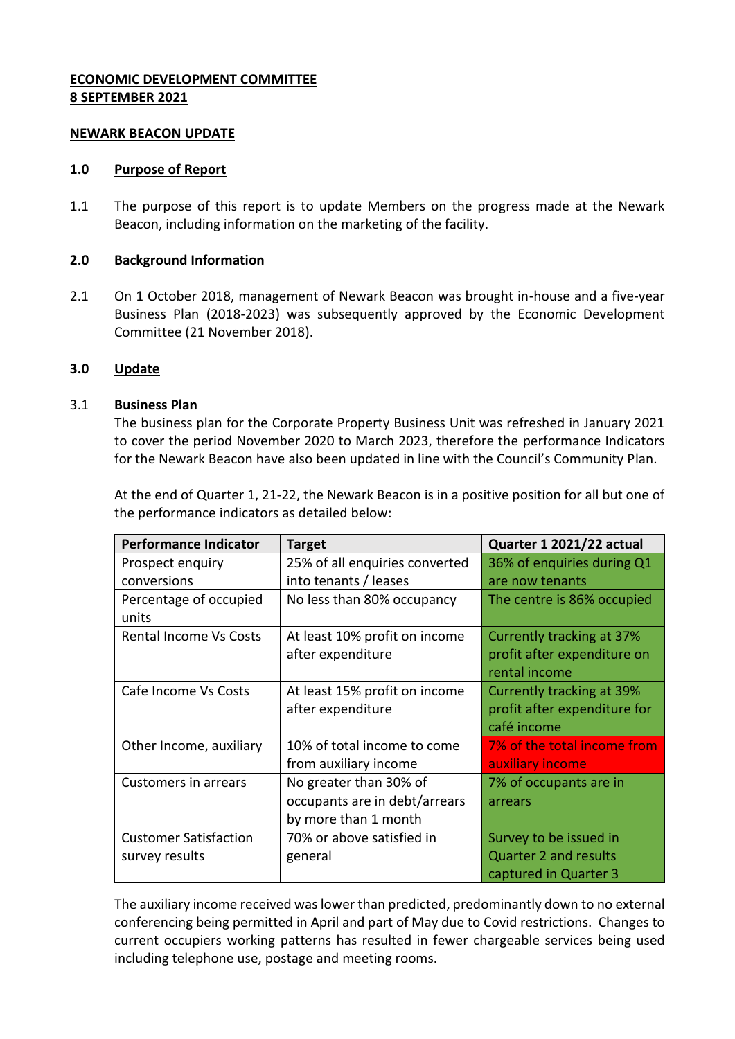**ECONOMIC DEVELOPMENT COMMITTEE**
**8 SEPTEMBER 2021**

**NEWARK BEACON UPDATE**

## 1.0 Purpose of Report

1.1 The purpose of this report is to update Members on the progress made at the Newark Beacon, including information on the marketing of the facility.

## 2.0 Background Information

2.1 On 1 October 2018, management of Newark Beacon was brought in-house and a five-year Business Plan (2018-2023) was subsequently approved by the Economic Development Committee (21 November 2018).

## 3.0 Update

3.1 **Business Plan**

The business plan for the Corporate Property Business Unit was refreshed in January 2021 to cover the period November 2020 to March 2023, therefore the performance Indicators for the Newark Beacon have also been updated in line with the Council's Community Plan.

At the end of Quarter 1, 21-22, the Newark Beacon is in a positive position for all but one of the performance indicators as detailed below:

| Performance Indicator | Target | Quarter 1 2021/22 actual |
|---|---|---|
| Prospect enquiry conversions | 25% of all enquiries converted into tenants / leases | 36% of enquiries during Q1 are now tenants |
| Percentage of occupied units | No less than 80% occupancy | The centre is 86% occupied |
| Rental Income Vs Costs | At least 10% profit on income after expenditure | Currently tracking at 37% profit after expenditure on rental income |
| Cafe Income Vs Costs | At least 15% profit on income after expenditure | Currently tracking at 39% profit after expenditure for café income |
| Other Income, auxiliary | 10% of total income to come from auxiliary income | 7% of the total income from auxiliary income |
| Customers in arrears | No greater than 30% of occupants are in debt/arrears by more than 1 month | 7% of occupants are in arrears |
| Customer Satisfaction survey results | 70% or above satisfied in general | Survey to be issued in Quarter 2 and results captured in Quarter 3 |

The auxiliary income received was lower than predicted, predominantly down to no external conferencing being permitted in April and part of May due to Covid restrictions. Changes to current occupiers working patterns has resulted in fewer chargeable services being used including telephone use, postage and meeting rooms.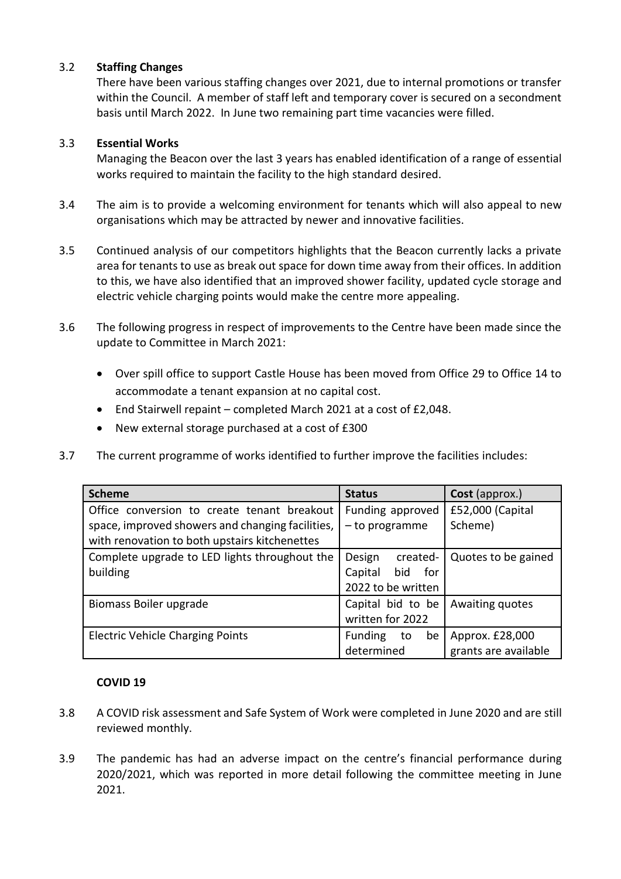3.2 **Staffing Changes**

There have been various staffing changes over 2021, due to internal promotions or transfer within the Council. A member of staff left and temporary cover is secured on a secondment basis until March 2022. In June two remaining part time vacancies were filled.

3.3 **Essential Works**

Managing the Beacon over the last 3 years has enabled identification of a range of essential works required to maintain the facility to the high standard desired.

3.4 The aim is to provide a welcoming environment for tenants which will also appeal to new organisations which may be attracted by newer and innovative facilities.

3.5 Continued analysis of our competitors highlights that the Beacon currently lacks a private area for tenants to use as break out space for down time away from their offices. In addition to this, we have also identified that an improved shower facility, updated cycle storage and electric vehicle charging points would make the centre more appealing.

3.6 The following progress in respect of improvements to the Centre have been made since the update to Committee in March 2021:

- Over spill office to support Castle House has been moved from Office 29 to Office 14 to accommodate a tenant expansion at no capital cost.
- End Stairwell repaint – completed March 2021 at a cost of £2,048.
- New external storage purchased at a cost of £300

3.7 The current programme of works identified to further improve the facilities includes:

| **Scheme** | **Status** | **Cost** (approx.) |
|---|---|---|
| Office conversion to create tenant breakout space, improved showers and changing facilities, with renovation to both upstairs kitchenettes | Funding approved – to programme | £52,000 (Capital Scheme) |
| Complete upgrade to LED lights throughout the building | Design created- Capital bid for 2022 to be written | Quotes to be gained |
| Biomass Boiler upgrade | Capital bid to be written for 2022 | Awaiting quotes |
| Electric Vehicle Charging Points | Funding to be determined | Approx. £28,000 grants are available |

**COVID 19**

3.8 A COVID risk assessment and Safe System of Work were completed in June 2020 and are still reviewed monthly.

3.9 The pandemic has had an adverse impact on the centre's financial performance during 2020/2021, which was reported in more detail following the committee meeting in June 2021.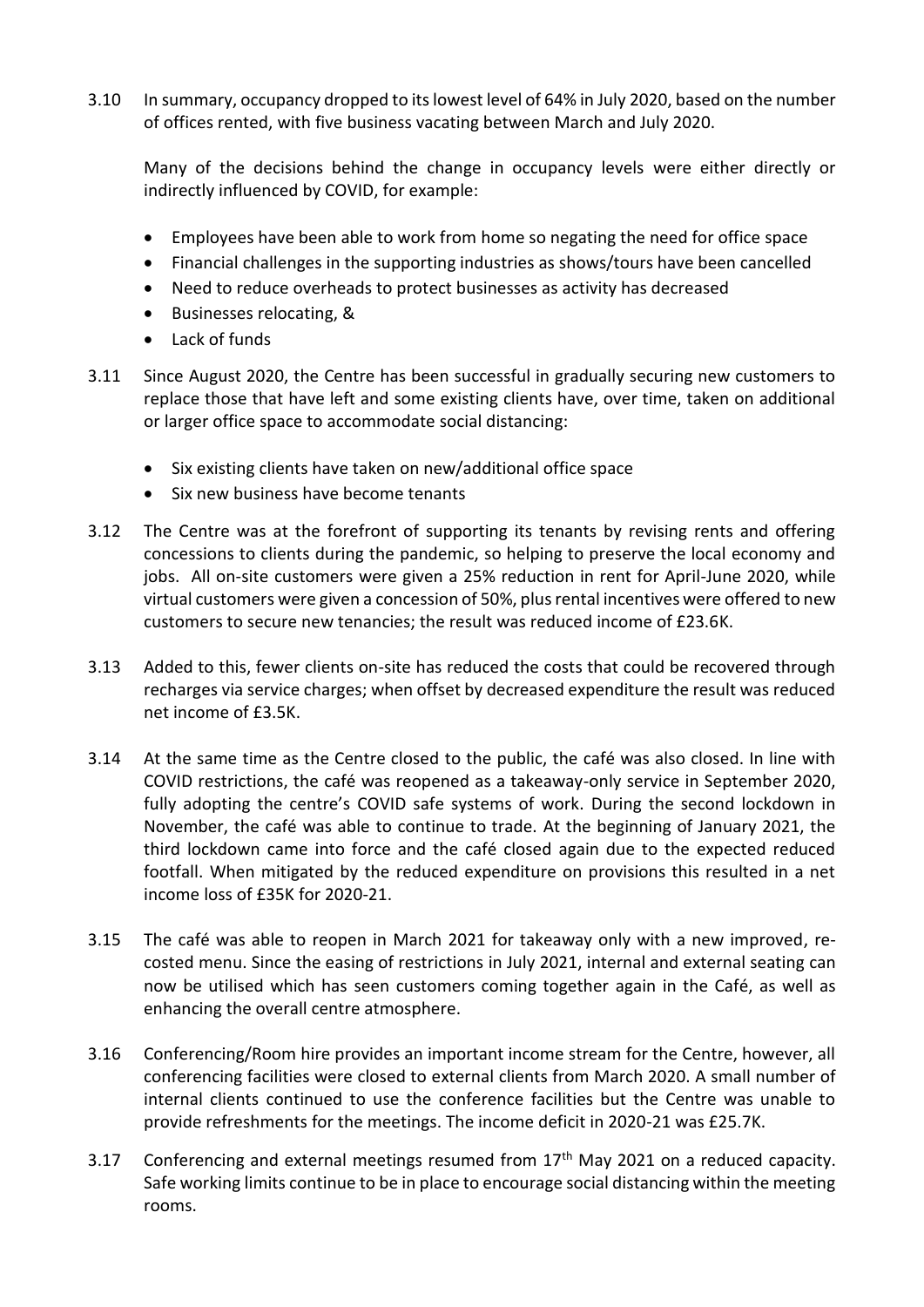3.10 In summary, occupancy dropped to its lowest level of 64% in July 2020, based on the number of offices rented, with five business vacating between March and July 2020.

Many of the decisions behind the change in occupancy levels were either directly or indirectly influenced by COVID, for example:

- Employees have been able to work from home so negating the need for office space
- Financial challenges in the supporting industries as shows/tours have been cancelled
- Need to reduce overheads to protect businesses as activity has decreased
- Businesses relocating, &
- Lack of funds

3.11 Since August 2020, the Centre has been successful in gradually securing new customers to replace those that have left and some existing clients have, over time, taken on additional or larger office space to accommodate social distancing:

- Six existing clients have taken on new/additional office space
- Six new business have become tenants

3.12 The Centre was at the forefront of supporting its tenants by revising rents and offering concessions to clients during the pandemic, so helping to preserve the local economy and jobs. All on-site customers were given a 25% reduction in rent for April-June 2020, while virtual customers were given a concession of 50%, plus rental incentives were offered to new customers to secure new tenancies; the result was reduced income of £23.6K.

3.13 Added to this, fewer clients on-site has reduced the costs that could be recovered through recharges via service charges; when offset by decreased expenditure the result was reduced net income of £3.5K.

3.14 At the same time as the Centre closed to the public, the café was also closed. In line with COVID restrictions, the café was reopened as a takeaway-only service in September 2020, fully adopting the centre's COVID safe systems of work. During the second lockdown in November, the café was able to continue to trade. At the beginning of January 2021, the third lockdown came into force and the café closed again due to the expected reduced footfall. When mitigated by the reduced expenditure on provisions this resulted in a net income loss of £35K for 2020-21.

3.15 The café was able to reopen in March 2021 for takeaway only with a new improved, re-costed menu. Since the easing of restrictions in July 2021, internal and external seating can now be utilised which has seen customers coming together again in the Café, as well as enhancing the overall centre atmosphere.

3.16 Conferencing/Room hire provides an important income stream for the Centre, however, all conferencing facilities were closed to external clients from March 2020. A small number of internal clients continued to use the conference facilities but the Centre was unable to provide refreshments for the meetings. The income deficit in 2020-21 was £25.7K.

3.17 Conferencing and external meetings resumed from 17th May 2021 on a reduced capacity. Safe working limits continue to be in place to encourage social distancing within the meeting rooms.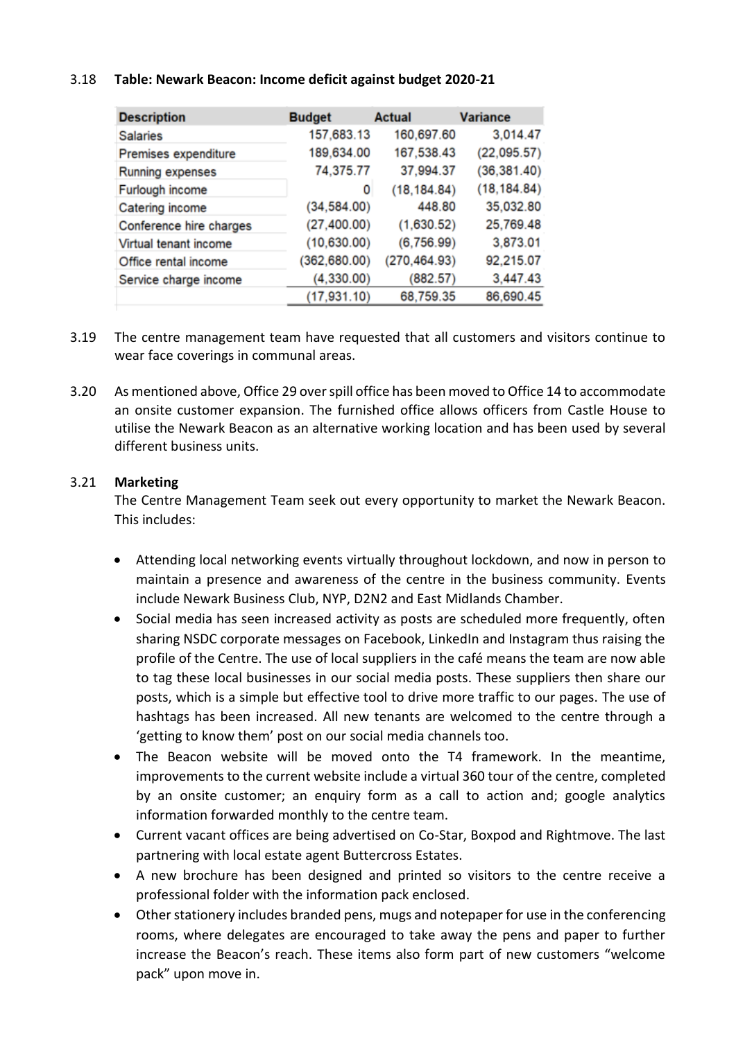3.18 **Table: Newark Beacon: Income deficit against budget 2020-21**

| Description | Budget | Actual | Variance |
|---|---|---|---|
| Salaries | 157,683.13 | 160,697.60 | 3,014.47 |
| Premises expenditure | 189,634.00 | 167,538.43 | (22,095.57) |
| Running expenses | 74,375.77 | 37,994.37 | (36,381.40) |
| Furlough income | 0 | (18,184.84) | (18,184.84) |
| Catering income | (34,584.00) | 448.80 | 35,032.80 |
| Conference hire charges | (27,400.00) | (1,630.52) | 25,769.48 |
| Virtual tenant income | (10,630.00) | (6,756.99) | 3,873.01 |
| Office rental income | (362,680.00) | (270,464.93) | 92,215.07 |
| Service charge income | (4,330.00) | (882.57) | 3,447.43 |
| | (17,931.10) | 68,759.35 | 86,690.45 |

3.19 The centre management team have requested that all customers and visitors continue to wear face coverings in communal areas.

3.20 As mentioned above, Office 29 over spill office has been moved to Office 14 to accommodate an onsite customer expansion. The furnished office allows officers from Castle House to utilise the Newark Beacon as an alternative working location and has been used by several different business units.

3.21 **Marketing**

The Centre Management Team seek out every opportunity to market the Newark Beacon. This includes:

- Attending local networking events virtually throughout lockdown, and now in person to maintain a presence and awareness of the centre in the business community. Events include Newark Business Club, NYP, D2N2 and East Midlands Chamber.
- Social media has seen increased activity as posts are scheduled more frequently, often sharing NSDC corporate messages on Facebook, LinkedIn and Instagram thus raising the profile of the Centre. The use of local suppliers in the café means the team are now able to tag these local businesses in our social media posts. These suppliers then share our posts, which is a simple but effective tool to drive more traffic to our pages. The use of hashtags has been increased. All new tenants are welcomed to the centre through a 'getting to know them' post on our social media channels too.
- The Beacon website will be moved onto the T4 framework. In the meantime, improvements to the current website include a virtual 360 tour of the centre, completed by an onsite customer; an enquiry form as a call to action and; google analytics information forwarded monthly to the centre team.
- Current vacant offices are being advertised on Co-Star, Boxpod and Rightmove. The last partnering with local estate agent Buttercross Estates.
- A new brochure has been designed and printed so visitors to the centre receive a professional folder with the information pack enclosed.
- Other stationery includes branded pens, mugs and notepaper for use in the conferencing rooms, where delegates are encouraged to take away the pens and paper to further increase the Beacon's reach. These items also form part of new customers "welcome pack" upon move in.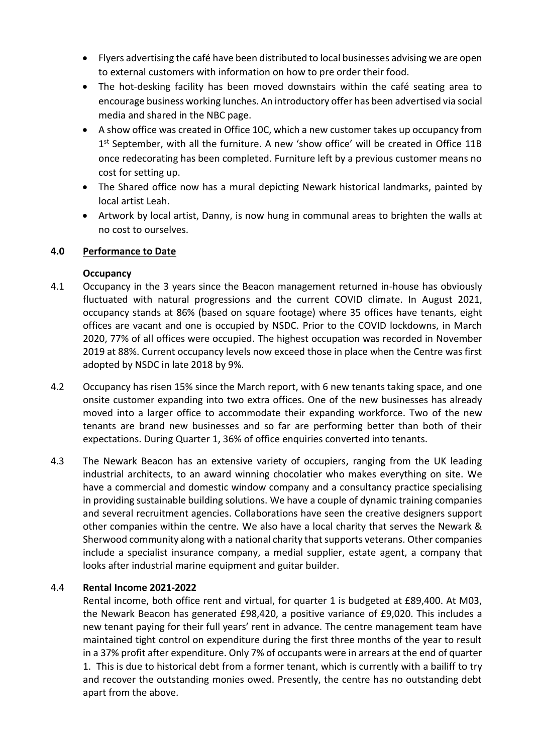- Flyers advertising the café have been distributed to local businesses advising we are open to external customers with information on how to pre order their food.
- The hot-desking facility has been moved downstairs within the café seating area to encourage business working lunches. An introductory offer has been advertised via social media and shared in the NBC page.
- A show office was created in Office 10C, which a new customer takes up occupancy from 1st September, with all the furniture. A new 'show office' will be created in Office 11B once redecorating has been completed. Furniture left by a previous customer means no cost for setting up.
- The Shared office now has a mural depicting Newark historical landmarks, painted by local artist Leah.
- Artwork by local artist, Danny, is now hung in communal areas to brighten the walls at no cost to ourselves.

## 4.0 Performance to Date

**Occupancy**

4.1 Occupancy in the 3 years since the Beacon management returned in-house has obviously fluctuated with natural progressions and the current COVID climate. In August 2021, occupancy stands at 86% (based on square footage) where 35 offices have tenants, eight offices are vacant and one is occupied by NSDC. Prior to the COVID lockdowns, in March 2020, 77% of all offices were occupied. The highest occupation was recorded in November 2019 at 88%. Current occupancy levels now exceed those in place when the Centre was first adopted by NSDC in late 2018 by 9%.

4.2 Occupancy has risen 15% since the March report, with 6 new tenants taking space, and one onsite customer expanding into two extra offices. One of the new businesses has already moved into a larger office to accommodate their expanding workforce. Two of the new tenants are brand new businesses and so far are performing better than both of their expectations. During Quarter 1, 36% of office enquiries converted into tenants.

4.3 The Newark Beacon has an extensive variety of occupiers, ranging from the UK leading industrial architects, to an award winning chocolatier who makes everything on site. We have a commercial and domestic window company and a consultancy practice specialising in providing sustainable building solutions. We have a couple of dynamic training companies and several recruitment agencies. Collaborations have seen the creative designers support other companies within the centre. We also have a local charity that serves the Newark & Sherwood community along with a national charity that supports veterans. Other companies include a specialist insurance company, a medial supplier, estate agent, a company that looks after industrial marine equipment and guitar builder.

4.4 **Rental Income 2021-2022**

Rental income, both office rent and virtual, for quarter 1 is budgeted at £89,400. At M03, the Newark Beacon has generated £98,420, a positive variance of £9,020. This includes a new tenant paying for their full years' rent in advance. The centre management team have maintained tight control on expenditure during the first three months of the year to result in a 37% profit after expenditure. Only 7% of occupants were in arrears at the end of quarter 1. This is due to historical debt from a former tenant, which is currently with a bailiff to try and recover the outstanding monies owed. Presently, the centre has no outstanding debt apart from the above.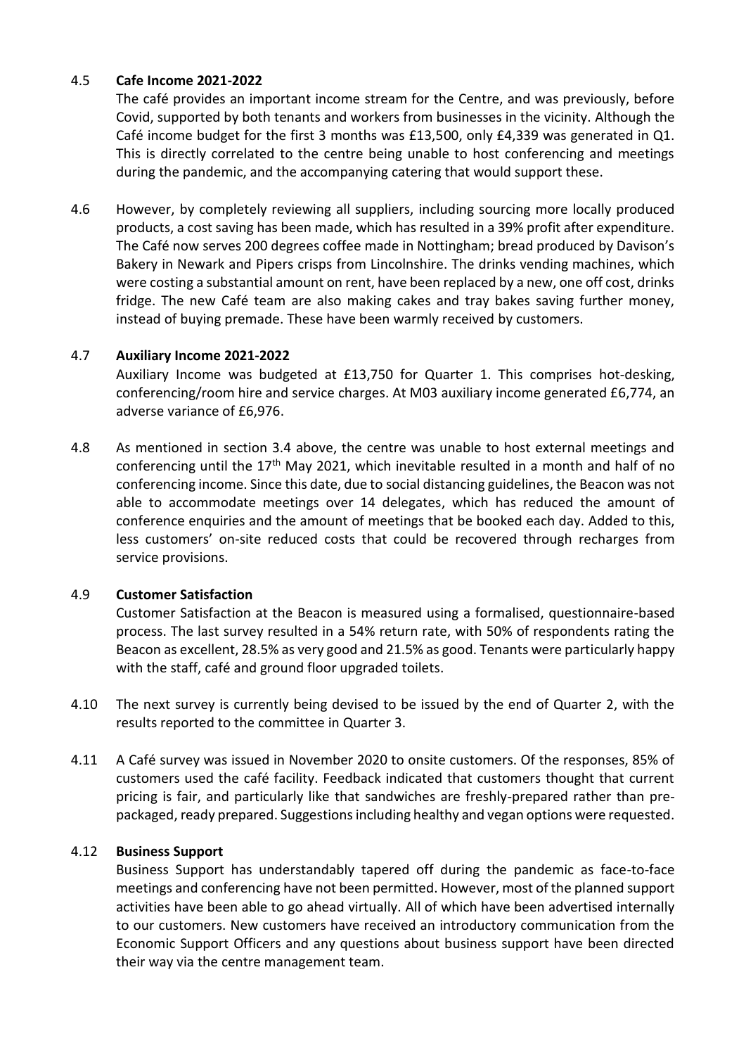4.5 **Cafe Income 2021-2022**

The café provides an important income stream for the Centre, and was previously, before Covid, supported by both tenants and workers from businesses in the vicinity. Although the Café income budget for the first 3 months was £13,500, only £4,339 was generated in Q1. This is directly correlated to the centre being unable to host conferencing and meetings during the pandemic, and the accompanying catering that would support these.

4.6 However, by completely reviewing all suppliers, including sourcing more locally produced products, a cost saving has been made, which has resulted in a 39% profit after expenditure. The Café now serves 200 degrees coffee made in Nottingham; bread produced by Davison's Bakery in Newark and Pipers crisps from Lincolnshire. The drinks vending machines, which were costing a substantial amount on rent, have been replaced by a new, one off cost, drinks fridge. The new Café team are also making cakes and tray bakes saving further money, instead of buying premade. These have been warmly received by customers.

4.7 **Auxiliary Income 2021-2022**

Auxiliary Income was budgeted at £13,750 for Quarter 1. This comprises hot-desking, conferencing/room hire and service charges. At M03 auxiliary income generated £6,774, an adverse variance of £6,976.

4.8 As mentioned in section 3.4 above, the centre was unable to host external meetings and conferencing until the 17th May 2021, which inevitable resulted in a month and half of no conferencing income. Since this date, due to social distancing guidelines, the Beacon was not able to accommodate meetings over 14 delegates, which has reduced the amount of conference enquiries and the amount of meetings that be booked each day. Added to this, less customers' on-site reduced costs that could be recovered through recharges from service provisions.

4.9 **Customer Satisfaction**

Customer Satisfaction at the Beacon is measured using a formalised, questionnaire-based process. The last survey resulted in a 54% return rate, with 50% of respondents rating the Beacon as excellent, 28.5% as very good and 21.5% as good. Tenants were particularly happy with the staff, café and ground floor upgraded toilets.

4.10 The next survey is currently being devised to be issued by the end of Quarter 2, with the results reported to the committee in Quarter 3.

4.11 A Café survey was issued in November 2020 to onsite customers. Of the responses, 85% of customers used the café facility. Feedback indicated that customers thought that current pricing is fair, and particularly like that sandwiches are freshly-prepared rather than pre-packaged, ready prepared. Suggestions including healthy and vegan options were requested.

4.12 **Business Support**

Business Support has understandably tapered off during the pandemic as face-to-face meetings and conferencing have not been permitted. However, most of the planned support activities have been able to go ahead virtually. All of which have been advertised internally to our customers. New customers have received an introductory communication from the Economic Support Officers and any questions about business support have been directed their way via the centre management team.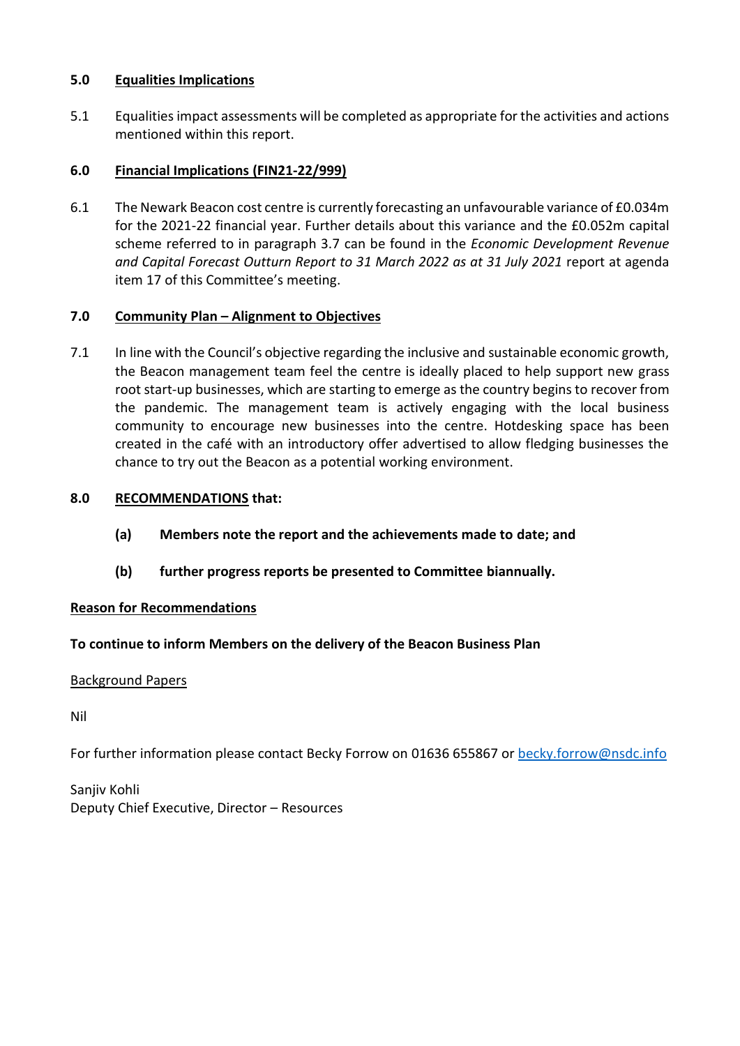## 5.0 Equalities Implications

5.1 Equalities impact assessments will be completed as appropriate for the activities and actions mentioned within this report.

## 6.0 Financial Implications (FIN21-22/999)

6.1 The Newark Beacon cost centre is currently forecasting an unfavourable variance of £0.034m for the 2021-22 financial year. Further details about this variance and the £0.052m capital scheme referred to in paragraph 3.7 can be found in the *Economic Development Revenue and Capital Forecast Outturn Report to 31 March 2022 as at 31 July 2021* report at agenda item 17 of this Committee's meeting.

## 7.0 Community Plan – Alignment to Objectives

7.1 In line with the Council's objective regarding the inclusive and sustainable economic growth, the Beacon management team feel the centre is ideally placed to help support new grass root start-up businesses, which are starting to emerge as the country begins to recover from the pandemic. The management team is actively engaging with the local business community to encourage new businesses into the centre. Hotdesking space has been created in the café with an introductory offer advertised to allow fledging businesses the chance to try out the Beacon as a potential working environment.

## 8.0 RECOMMENDATIONS that:

**(a) Members note the report and the achievements made to date; and**

**(b) further progress reports be presented to Committee biannually.**

**Reason for Recommendations**

**To continue to inform Members on the delivery of the Beacon Business Plan**

Background Papers

Nil

For further information please contact Becky Forrow on 01636 655867 or becky.forrow@nsdc.info

Sanjiv Kohli
Deputy Chief Executive, Director – Resources